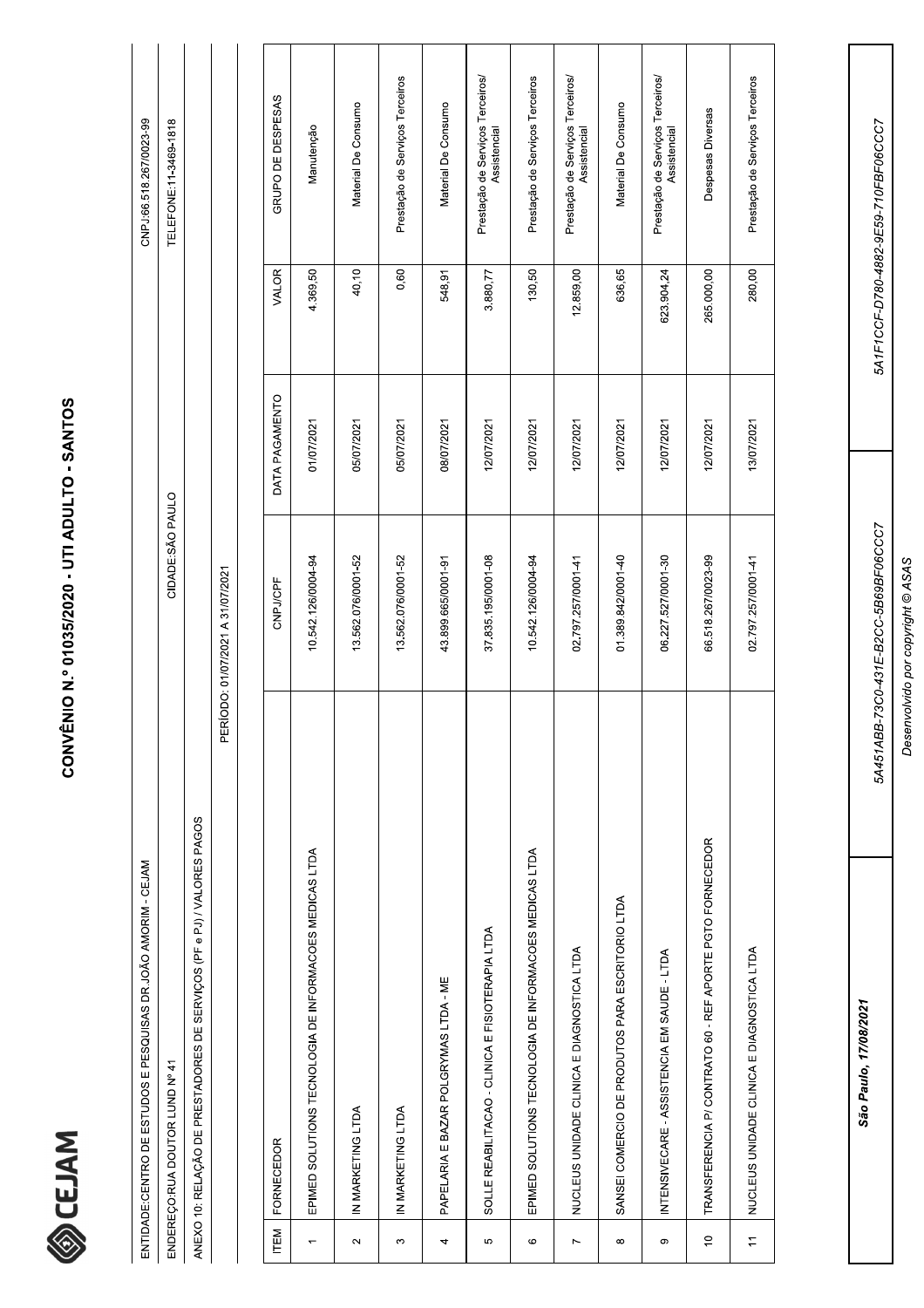# CONVÊNIO N.° 01035/2020 - UTI ADULTO - SANTOS

CEJAM

| | |
|---|---|
| ENTIDADE:CENTRO DE ESTUDOS E PESQUISAS DR.JOÃO AMORIM - CEJAM | CNPJ:66.518.267/0023-99 |
| ENDEREÇO:RUA DOUTOR LUND Nº 41 | CIDADE:SÃO PAULO | TELEFONE:11-3469-1818 |

ANEXO 10: RELAÇÃO DE PRESTADORES DE SERVIÇOS (PF e PJ) / VALORES PAGOS

PERÍODO: 01/07/2021 A 31/07/2021

| ITEM | FORNECEDOR | CNPJ/CPF | DATA PAGAMENTO | VALOR | GRUPO DE DESPESAS |
|---|---|---|---|---|---|
| 1 | EPIMED SOLUTIONS TECNOLOGIA DE INFORMACOES MEDICAS LTDA | 10.542.126/0004-94 | 01/07/2021 | 4.369,50 | Manutenção |
| 2 | IN MARKETING LTDA | 13.562.076/0001-52 | 05/07/2021 | 40,10 | Material De Consumo |
| 3 | IN MARKETING LTDA | 13.562.076/0001-52 | 05/07/2021 | 0,60 | Prestação de Serviços Terceiros |
| 4 | PAPELARIA E BAZAR POLGRYMAS LTDA - ME | 43.899.665/0001-91 | 08/07/2021 | 548,91 | Material De Consumo |
| 5 | SOLLE REABILITACAO - CLINICA E FISIOTERAPIA LTDA | 37.835.195/0001-08 | 12/07/2021 | 3.880,77 | Prestação de Serviços Terceiros/ Assistencial |
| 6 | EPIMED SOLUTIONS TECNOLOGIA DE INFORMACOES MEDICAS LTDA | 10.542.126/0004-94 | 12/07/2021 | 130,50 | Prestação de Serviços Terceiros |
| 7 | NUCLEUS UNIDADE CLINICA E DIAGNOSTICA LTDA | 02.797.257/0001-41 | 12/07/2021 | 12.859,00 | Prestação de Serviços Terceiros/ Assistencial |
| 8 | SANSEI COMERCIO DE PRODUTOS PARA ESCRITORIO LTDA | 01.389.842/0001-40 | 12/07/2021 | 636,65 | Material De Consumo |
| 9 | INTENSIVECARE - ASSISTENCIA EM SAUDE - LTDA | 06.227.527/0001-30 | 12/07/2021 | 623.904,24 | Prestação de Serviços Terceiros/ Assistencial |
| 10 | TRANSFERENCIA P/ CONTRATO 60 - REF APORTE PGTO FORNECEDOR | 66.518.267/0023-99 | 12/07/2021 | 265.000,00 | Despesas Diversas |
| 11 | NUCLEUS UNIDADE CLINICA E DIAGNOSTICA LTDA | 02.797.257/0001-41 | 13/07/2021 | 280,00 | Prestação de Serviços Terceiros |

| | | |
|---|---|---|
| ***São Paulo, 17/08/2021*** | *5A451ABB-73C0-431E-B2CC-5B69BF06CCC7* | *5A1F1CCF-D780-4882-9E59-710FBF06CCC7* |

*Desenvolvido por copyright © ASAS*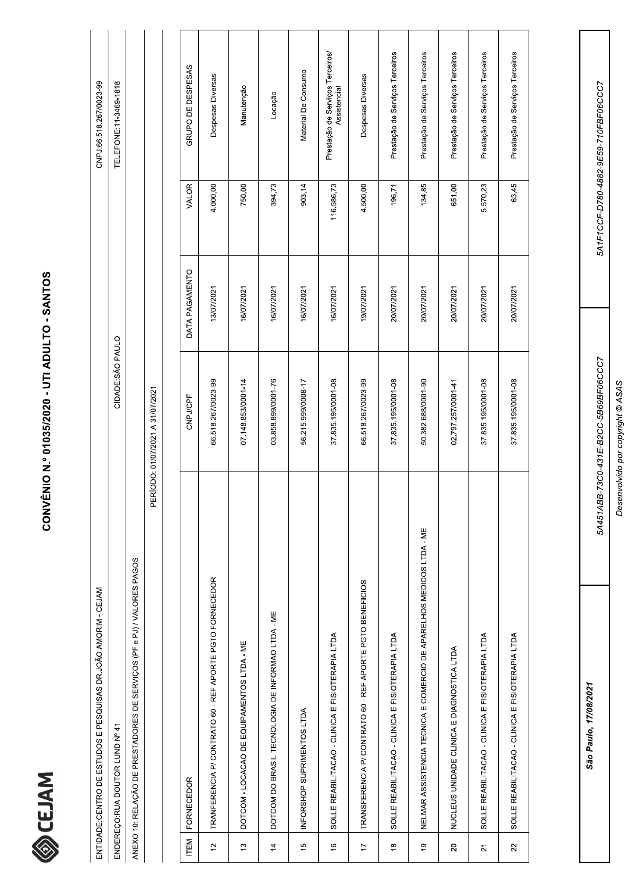# CONVÊNIO N.° 01035/2020 - UTI ADULTO - SANTOS

CEJAM

ENTIDADE:CENTRO DE ESTUDOS E PESQUISAS DR.JOÃO AMORIM - CEJAM | CNPJ:66.518.267/0023-99

ENDEREÇO:RUA DOUTOR LUND Nº 41 | CIDADE:SÃO PAULO | TELEFONE:11-3469-1818

ANEXO 10: RELAÇÃO DE PRESTADORES DE SERVIÇOS (PF e PJ) / VALORES PAGOS

PERÍODO: 01/07/2021 A 31/07/2021

| ITEM | FORNECEDOR | CNPJ/CPF | DATA PAGAMENTO | VALOR | GRUPO DE DESPESAS |
|---|---|---|---|---|---|
| 12 | TRANFERENCIA P/ CONTRATO 60 - REF APORTE PGTO FORNECEDOR | 66.518.267/0023-99 | 13/07/2021 | 4.000,00 | Despesas Diversas |
| 13 | DOTCOM - LOCACAO DE EQUIPAMENTOS LTDA - ME | 07.148.853/0001-14 | 16/07/2021 | 750,00 | Manutenção |
| 14 | DOTCOM DO BRASIL TECNOLOGIA DE INFORMAO LTDA - ME | 03.858.899/0001-76 | 16/07/2021 | 394,73 | Locação |
| 15 | INFORSHOP SUPRIMENTOS LTDA | 56.215.999/0008-17 | 16/07/2021 | 903,14 | Material De Consumo |
| 16 | SOLLE REABILITACAO - CLINICA E FISIOTERAPIA LTDA | 37.835.195/0001-08 | 16/07/2021 | 116.586,73 | Prestação de Serviços Terceiros/ Assistencial |
| 17 | TRANSFERENCIA P/ CONTRATO 60 - REF APORTE PGTO BENEFICIOS | 66.518.267/0023-99 | 19/07/2021 | 4.500,00 | Despesas Diversas |
| 18 | SOLLE REABILITACAO - CLINICA E FISIOTERAPIA LTDA | 37.835.195/0001-08 | 20/07/2021 | 196,71 | Prestação de Serviços Terceiros |
| 19 | NELMAR ASSISTENCIA TECNICA E COMERCIO DE APARELHOS MEDICOS LTDA - ME | 50.382.688/0001-90 | 20/07/2021 | 134,85 | Prestação de Serviços Terceiros |
| 20 | NUCLEUS UNIDADE CLINICA E DIAGNOSTICA LTDA | 02.797.257/0001-41 | 20/07/2021 | 651,00 | Prestação de Serviços Terceiros |
| 21 | SOLLE REABILITACAO - CLINICA E FISIOTERAPIA LTDA | 37.835.195/0001-08 | 20/07/2021 | 5.570,23 | Prestação de Serviços Terceiros |
| 22 | SOLLE REABILITACAO - CLINICA E FISIOTERAPIA LTDA | 37.835.195/0001-08 | 20/07/2021 | 63,45 | Prestação de Serviços Terceiros |

| *São Paulo, 17/08/2021* | *5A451ABB-73C0-431E-B2CC-5B69BF06CCC7* | *5A1F1CCF-D780-4882-9E59-710FBF06CCC7* |
|---|---|---|

*Desenvolvido por copyright © ASAS*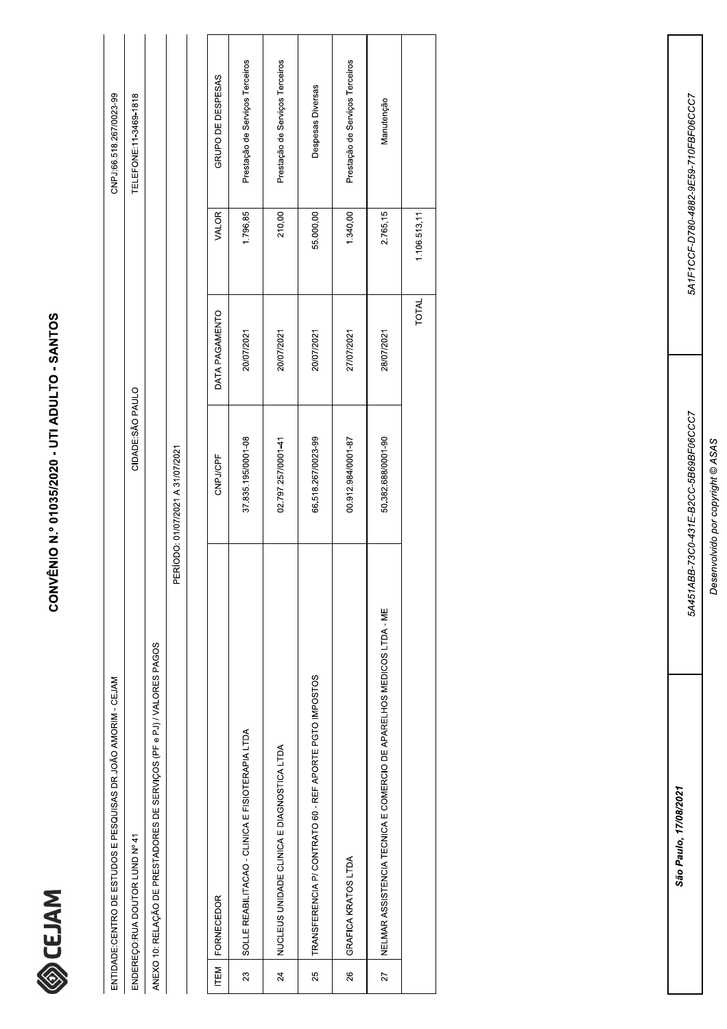CEJAM

# CONVÊNIO N.º 01035/2020 - UTI ADULTO - SANTOS

| | | |
|---|---|---|
| ENTIDADE:CENTRO DE ESTUDOS E PESQUISAS DR.JOÃO AMORIM - CEJAM | | CNPJ:66.518.267/0023-99 |
| ENDEREÇO:RUA DOUTOR LUND Nº 41 | CIDADE:SÃO PAULO | TELEFONE:11-3469-1818 |
| ANEXO 10: RELAÇÃO DE PRESTADORES DE SERVIÇOS (PF e PJ) / VALORES PAGOS | | |
| | PERÍODO: 01/07/2021 A 31/07/2021 | |

| ITEM | FORNECEDOR | CNPJ/CPF | DATA PAGAMENTO | VALOR | GRUPO DE DESPESAS |
|---|---|---|---|---|---|
| 23 | SOLLE REABILITACAO - CLINICA E FISIOTERAPIA LTDA | 37.835.195/0001-08 | 20/07/2021 | 1.796,85 | Prestação de Serviços Terceiros |
| 24 | NUCLEUS UNIDADE CLINICA E DIAGNOSTICA LTDA | 02.797.257/0001-41 | 20/07/2021 | 210,00 | Prestação de Serviços Terceiros |
| 25 | TRANSFERENCIA P/ CONTRATO 60 - REF APORTE PGTO IMPOSTOS | 66.518.267/0023-99 | 20/07/2021 | 55.000,00 | Despesas Diversas |
| 26 | GRAFICA KRATOS LTDA | 00.912.984/0001-87 | 27/07/2021 | 1.340,00 | Prestação de Serviços Terceiros |
| 27 | NELMAR ASSISTENCIA TECNICA E COMERCIO DE APARELHOS MEDICOS LTDA - ME | 50.382.688/0001-90 | 28/07/2021 | 2.765,15 | Manutenção |
| | | | TOTAL | 1.106.513,11 | |

| | | |
|---|---|---|
| *São Paulo, 17/08/2021* | *5A451ABB-73C0-431E-B2CC-5B69BF06CCC7* | *5A1F1CCF-D780-4882-9E59-710FBF06CCC7* |

*Desenvolvido por copyright © ASAS*